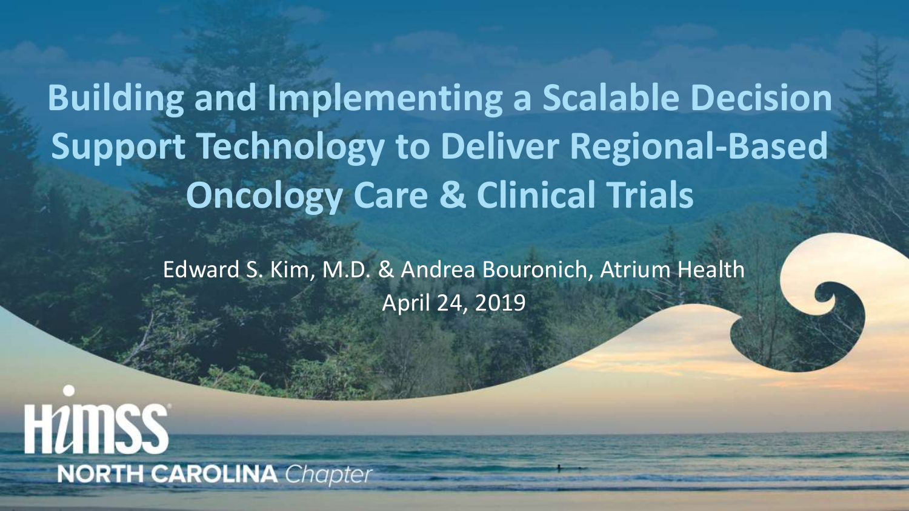# Building and Implementing a Scalable Decision Support Technology to Deliver Regional-Based Oncology Care & Clinical Trials

Edward S. Kim, M.D. & Andrea Bouronich, Atrium Health

April 24, 2019

HIMSS NORTH CAROLINA *Chapter*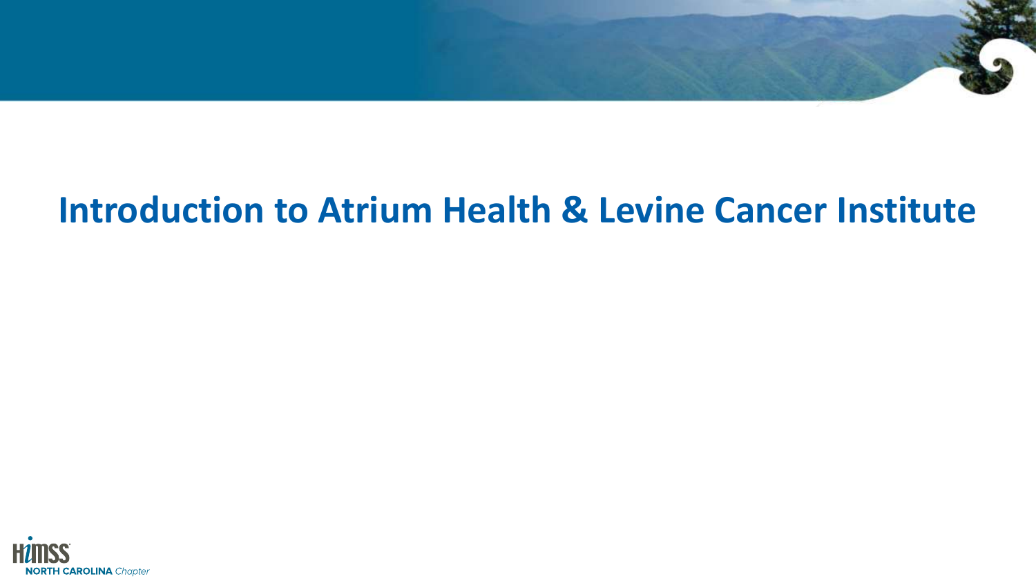# Introduction to Atrium Health & Levine Cancer Institute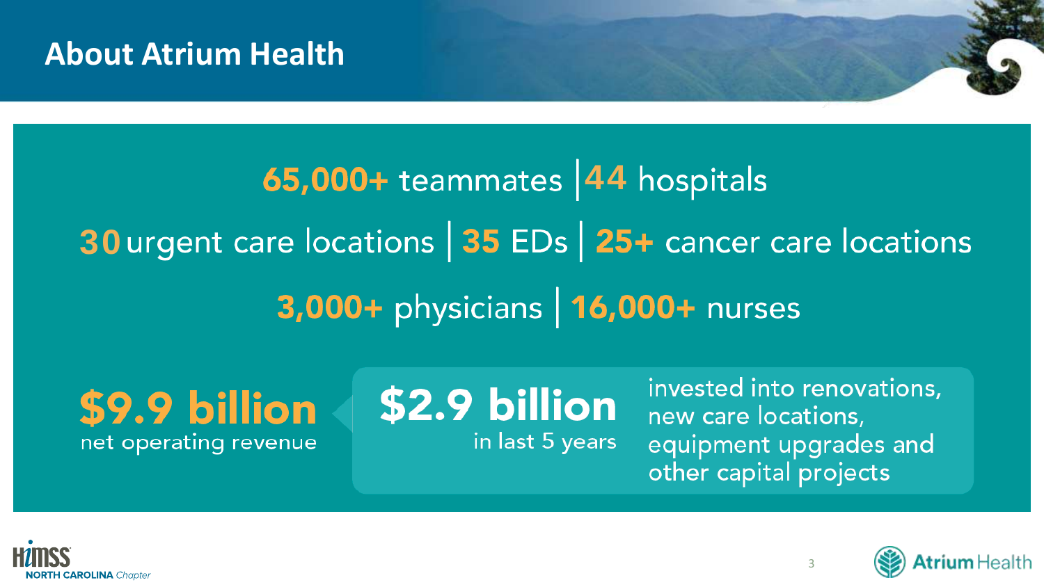# About Atrium Health

**65,000+** teammates | **44** hospitals

**30** urgent care locations | **35** EDs | **25+** cancer care locations

**3,000+** physicians | **16,000+** nurses

**$9.9 billion**
net operating revenue

**$2.9 billion**
in last 5 years

invested into renovations, new care locations, equipment upgrades and other capital projects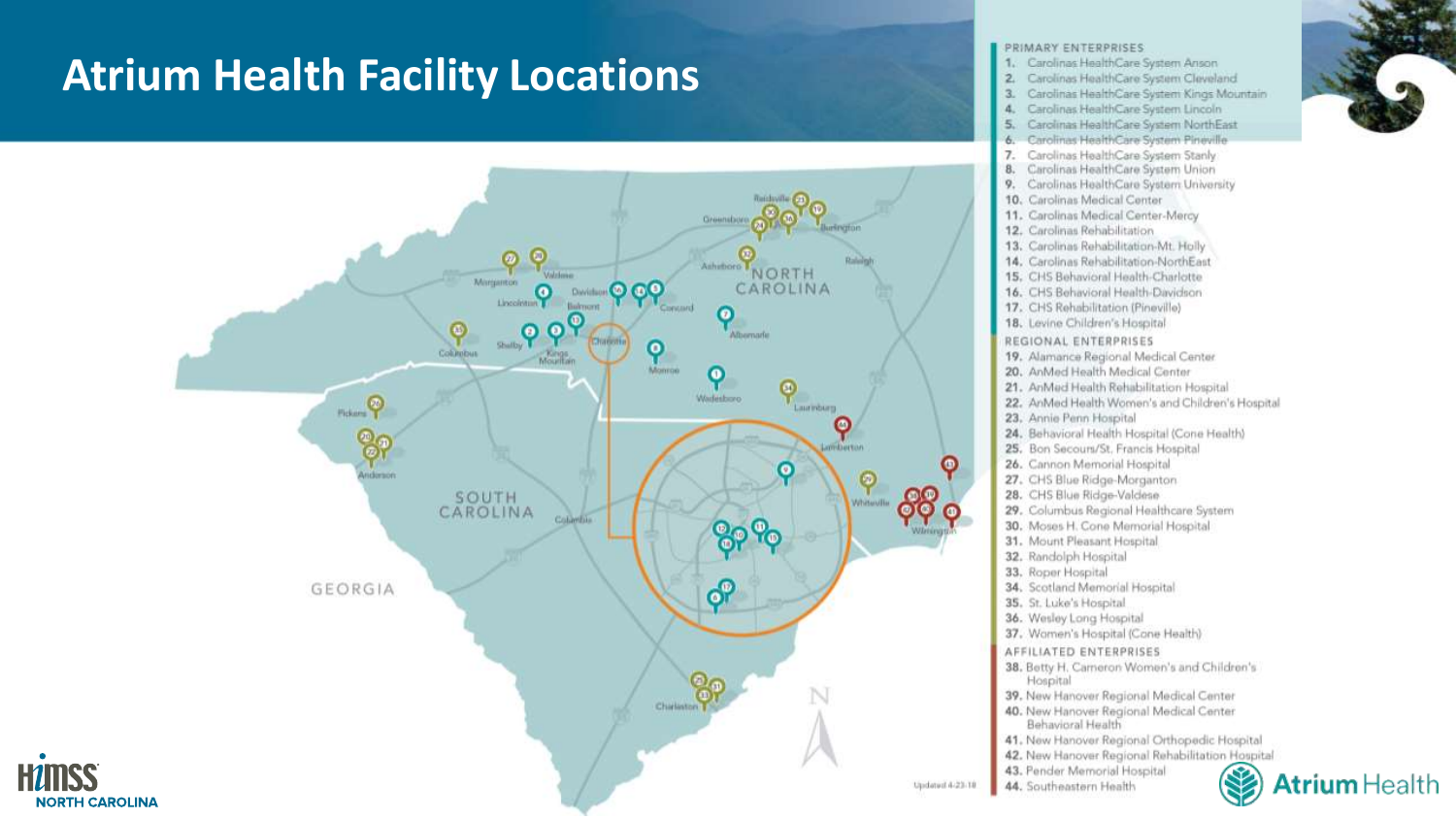# Atrium Health Facility Locations

**PRIMARY ENTERPRISES**

1. Carolinas HealthCare System Anson
2. Carolinas HealthCare System Cleveland
3. Carolinas HealthCare System Kings Mountain
4. Carolinas HealthCare System Lincoln
5. Carolinas HealthCare System NorthEast
6. Carolinas HealthCare System Pineville
7. Carolinas HealthCare System Stanly
8. Carolinas HealthCare System Union
9. Carolinas HealthCare System University
10. Carolinas Medical Center
11. Carolinas Medical Center-Mercy
12. Carolinas Rehabilitation
13. Carolinas Rehabilitation-Mt. Holly
14. Carolinas Rehabilitation-NorthEast
15. CHS Behavioral Health-Charlotte
16. CHS Behavioral Health-Davidson
17. CHS Rehabilitation (Pineville)
18. Levine Children's Hospital

**REGIONAL ENTERPRISES**

19. Alamance Regional Medical Center
20. AnMed Health Medical Center
21. AnMed Health Rehabilitation Hospital
22. AnMed Health Women's and Children's Hospital
23. Annie Penn Hospital
24. Behavioral Health Hospital (Cone Health)
25. Bon Secours/St. Francis Hospital
26. Cannon Memorial Hospital
27. CHS Blue Ridge-Morganton
28. CHS Blue Ridge-Valdese
29. Columbus Regional Healthcare System
30. Moses H. Cone Memorial Hospital
31. Mount Pleasant Hospital
32. Randolph Hospital
33. Roper Hospital
34. Scotland Memorial Hospital
35. St. Luke's Hospital
36. Wesley Long Hospital
37. Women's Hospital (Cone Health)

**AFFILIATED ENTERPRISES**

38. Betty H. Cameron Women's and Children's Hospital
39. New Hanover Regional Medical Center
40. New Hanover Regional Medical Center Behavioral Health
41. New Hanover Regional Orthopedic Hospital
42. New Hanover Regional Rehabilitation Hospital
43. Pender Memorial Hospital
44. Southeastern Health

Updated 4-23-18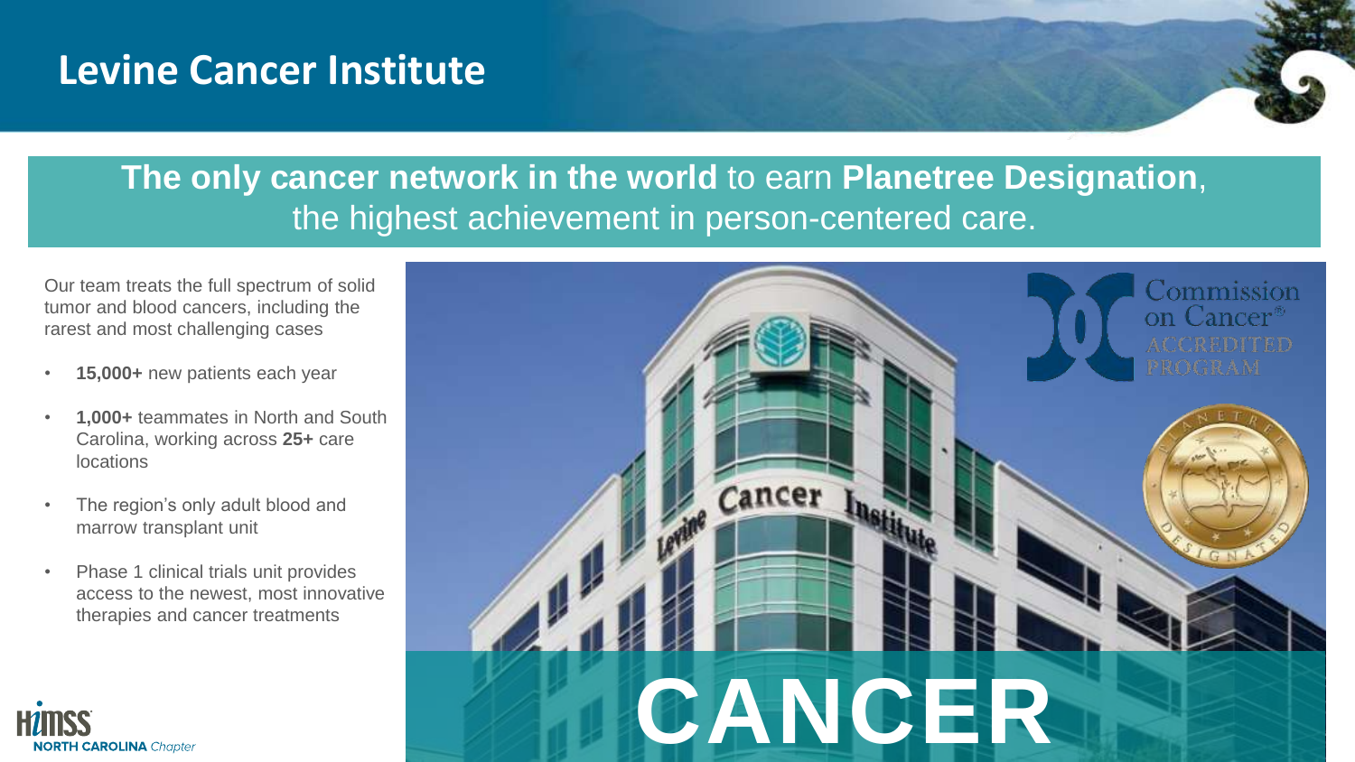# Levine Cancer Institute

**The only cancer network in the world** to earn **Planetree Designation**, the highest achievement in person-centered care.

Our team treats the full spectrum of solid tumor and blood cancers, including the rarest and most challenging cases

- **15,000+** new patients each year
- **1,000+** teammates in North and South Carolina, working across **25+** care locations
- The region's only adult blood and marrow transplant unit
- Phase 1 clinical trials unit provides access to the newest, most innovative therapies and cancer treatments

**CANCER**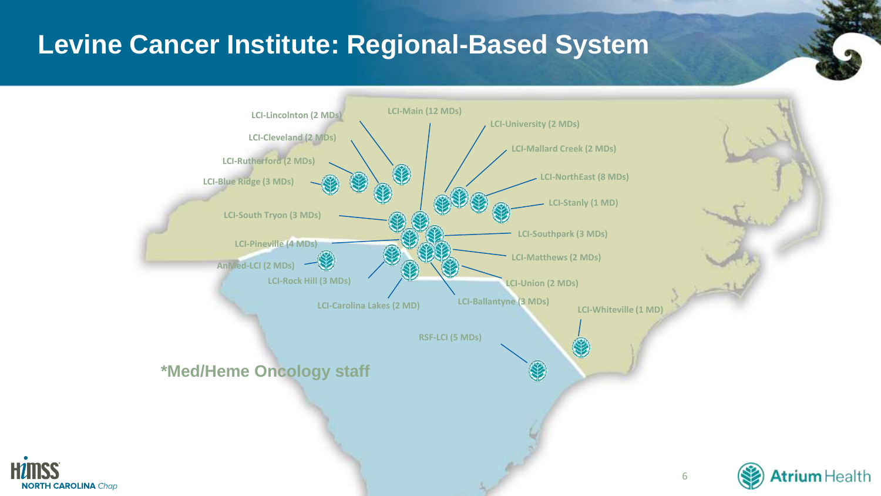# Levine Cancer Institute: Regional-Based System

- LCI-Lincolnton (2 MDs)
- LCI-Main (12 MDs)
- LCI-University (2 MDs)
- LCI-Cleveland (2 MDs)
- LCI-Mallard Creek (2 MDs)
- LCI-Rutherford (2 MDs)
- LCI-NorthEast (8 MDs)
- LCI-Blue Ridge (3 MDs)
- LCI-Stanly (1 MD)
- LCI-South Tryon (3 MDs)
- LCI-Southpark (3 MDs)
- LCI-Pineville (4 MDs)
- LCI-Matthews (2 MDs)
- AnMed-LCI (2 MDs)
- LCI-Rock Hill (3 MDs)
- LCI-Union (2 MDs)
- LCI-Ballantyne (3 MDs)
- LCI-Carolina Lakes (2 MD)
- LCI-Whiteville (1 MD)
- RSF-LCI (5 MDs)

*Med/Heme Oncology staff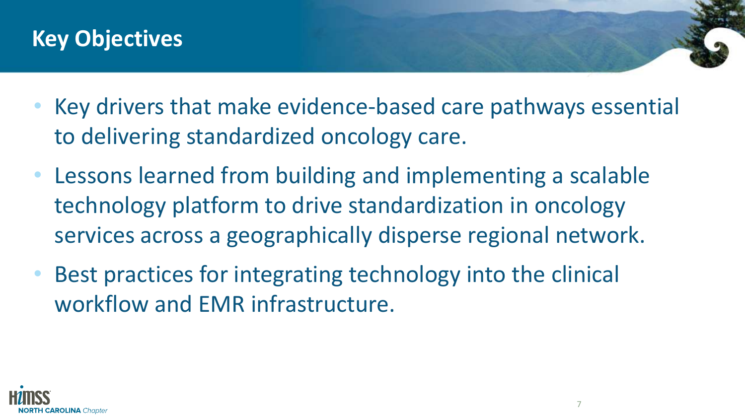# Key Objectives

- Key drivers that make evidence-based care pathways essential to delivering standardized oncology care.
- Lessons learned from building and implementing a scalable technology platform to drive standardization in oncology services across a geographically disperse regional network.
- Best practices for integrating technology into the clinical workflow and EMR infrastructure.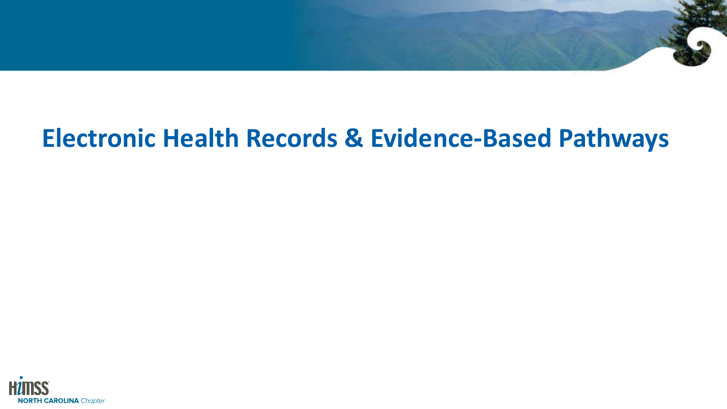# Electronic Health Records & Evidence-Based Pathways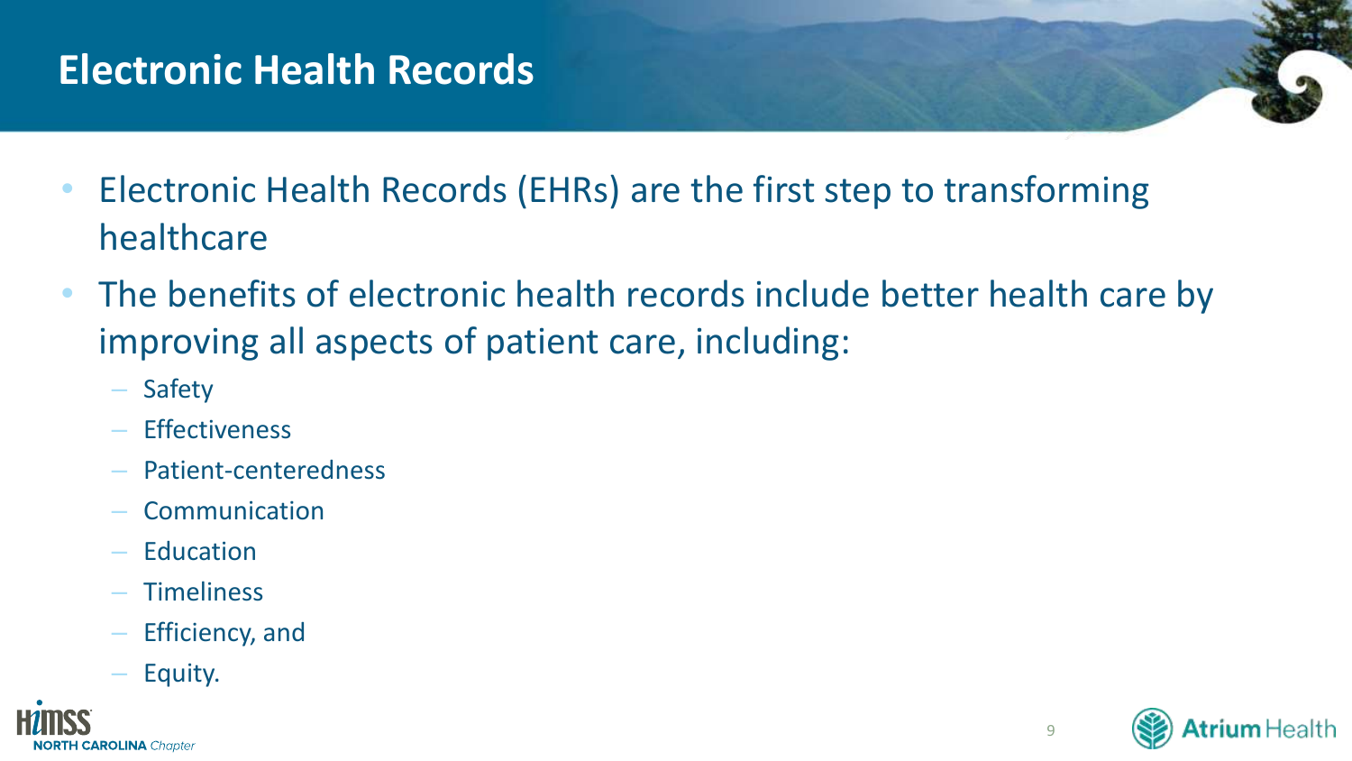# Electronic Health Records

- Electronic Health Records (EHRs) are the first step to transforming healthcare
- The benefits of electronic health records include better health care by improving all aspects of patient care, including:
  - Safety
  - Effectiveness
  - Patient-centeredness
  - Communication
  - Education
  - Timeliness
  - Efficiency, and
  - Equity.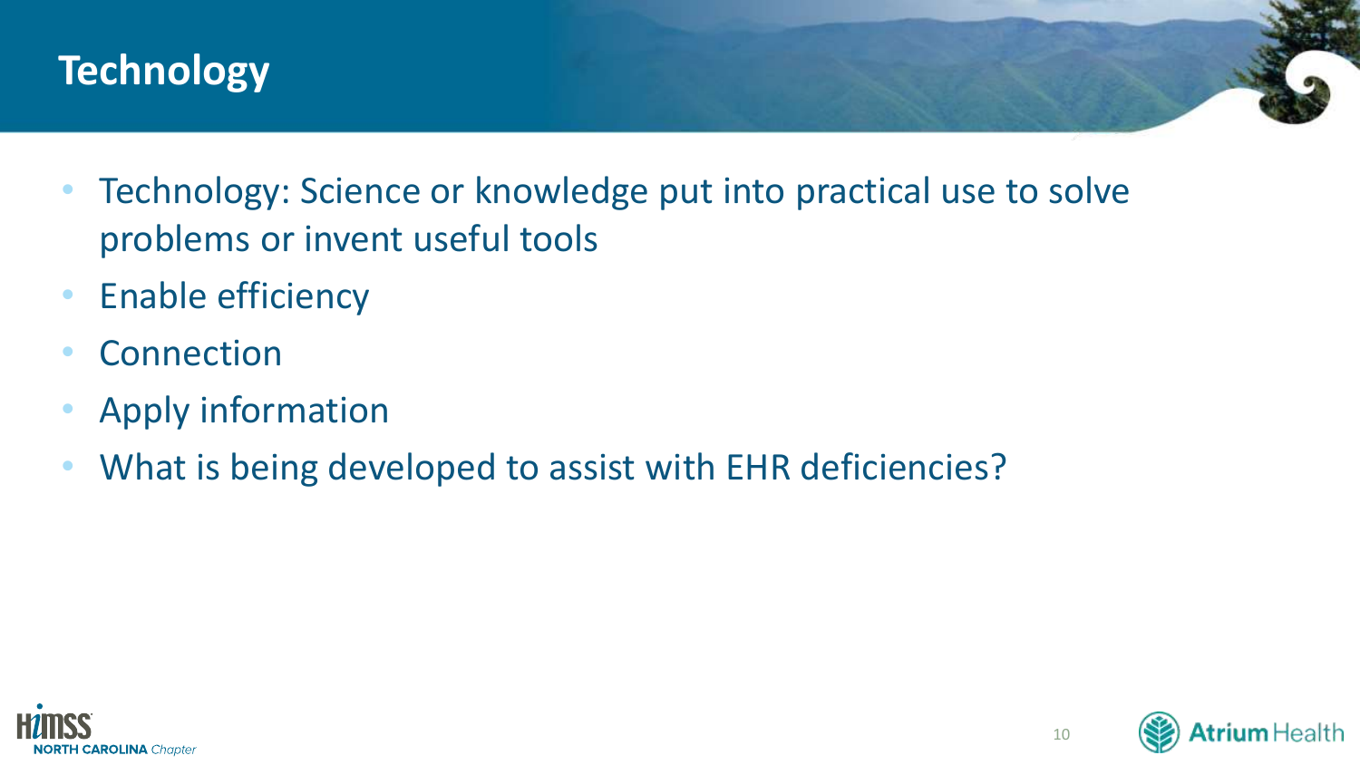# Technology

- Technology: Science or knowledge put into practical use to solve problems or invent useful tools
- Enable efficiency
- Connection
- Apply information
- What is being developed to assist with EHR deficiencies?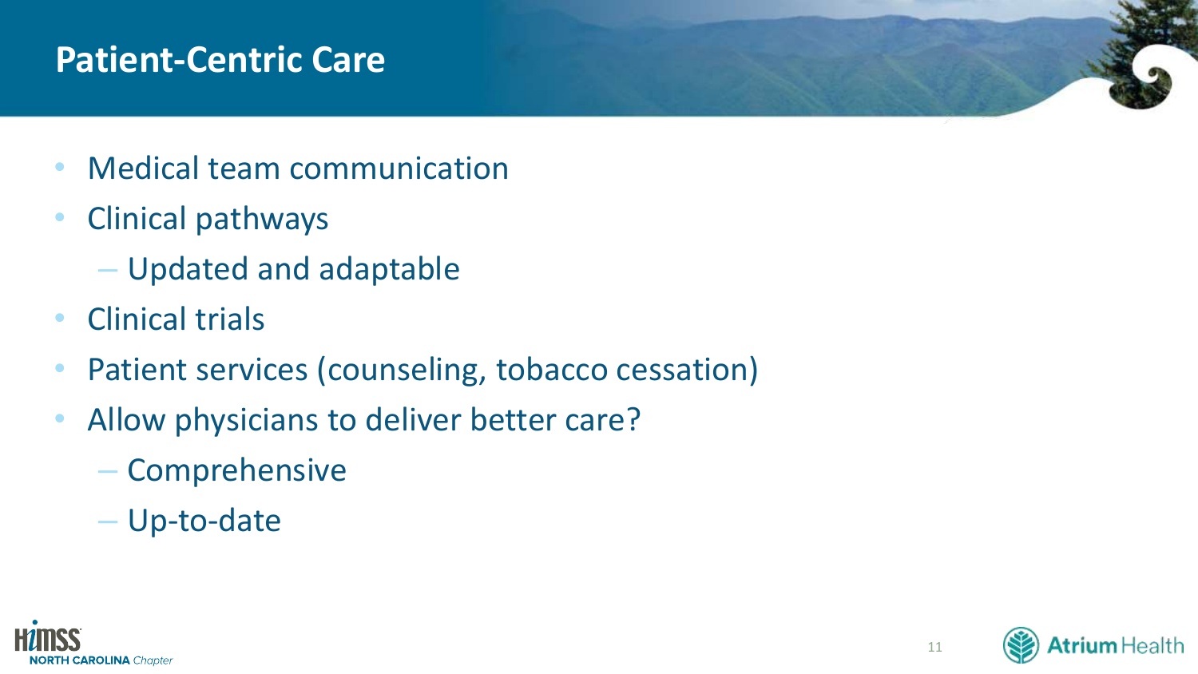# Patient-Centric Care

- Medical team communication
- Clinical pathways
  - Updated and adaptable
- Clinical trials
- Patient services (counseling, tobacco cessation)
- Allow physicians to deliver better care?
  - Comprehensive
  - Up-to-date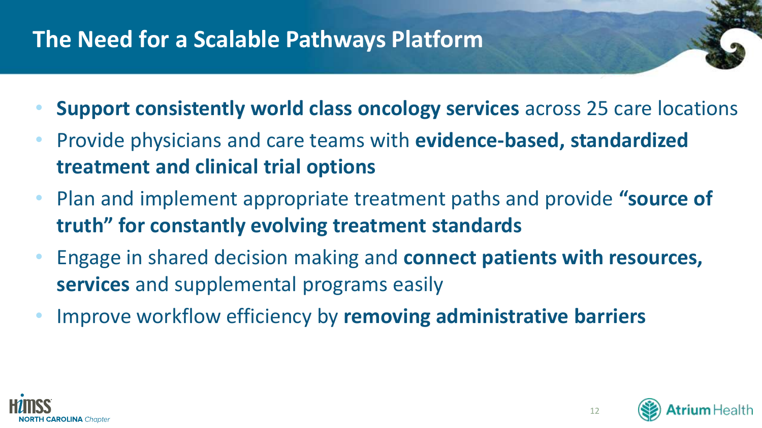# The Need for a Scalable Pathways Platform

- **Support consistently world class oncology services** across 25 care locations
- Provide physicians and care teams with **evidence-based, standardized treatment and clinical trial options**
- Plan and implement appropriate treatment paths and provide **"source of truth" for constantly evolving treatment standards**
- Engage in shared decision making and **connect patients with resources, services** and supplemental programs easily
- Improve workflow efficiency by **removing administrative barriers**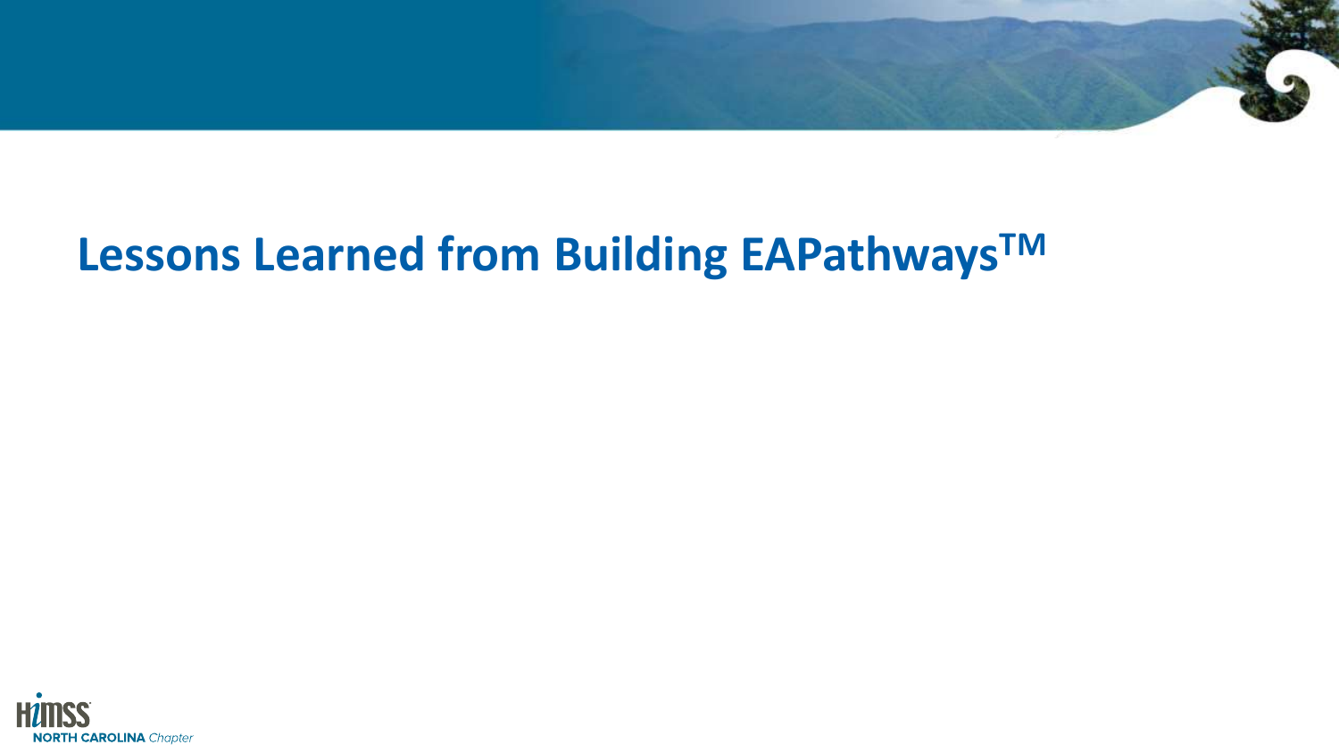# Lessons Learned from Building EAPathways™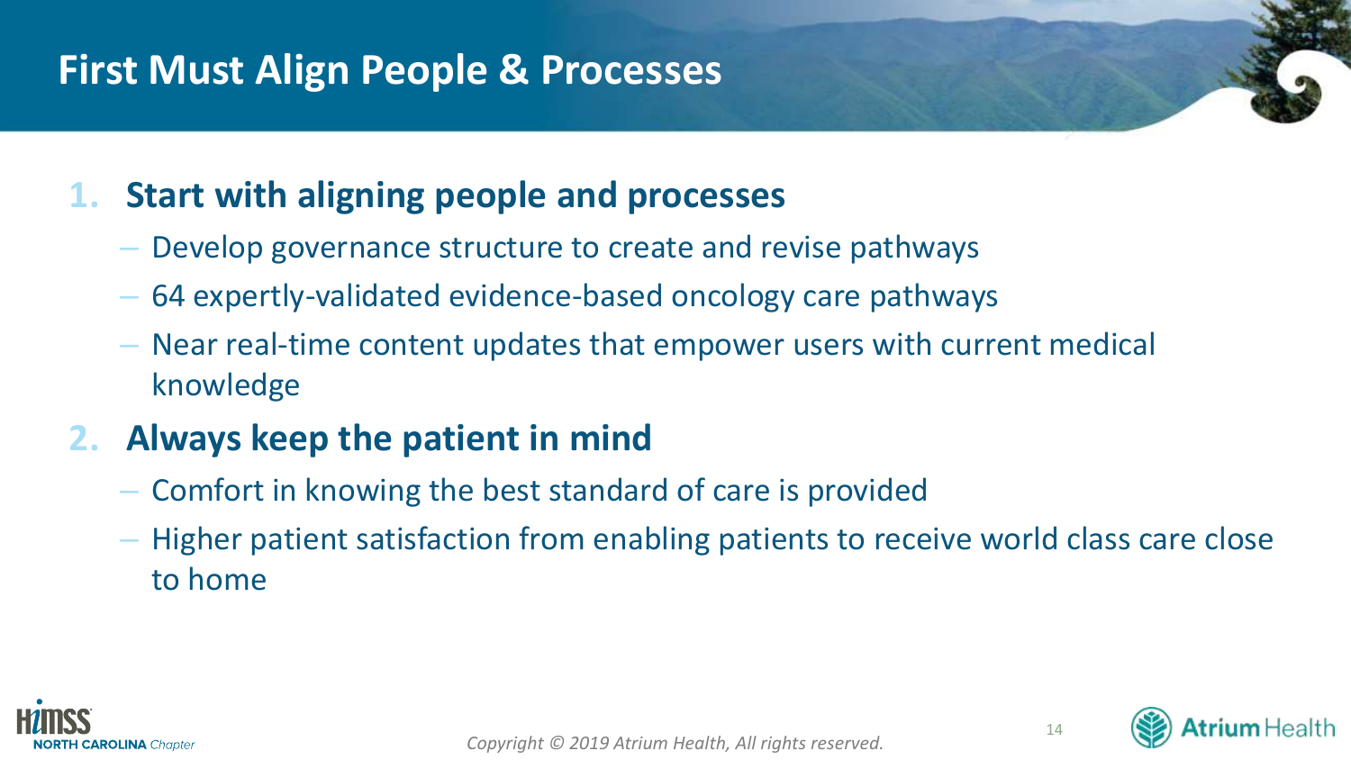# First Must Align People & Processes

1. **Start with aligning people and processes**
   - Develop governance structure to create and revise pathways
   - 64 expertly-validated evidence-based oncology care pathways
   - Near real-time content updates that empower users with current medical knowledge
2. **Always keep the patient in mind**
   - Comfort in knowing the best standard of care is provided
   - Higher patient satisfaction from enabling patients to receive world class care close to home

*Copyright © 2019 Atrium Health, All rights reserved.*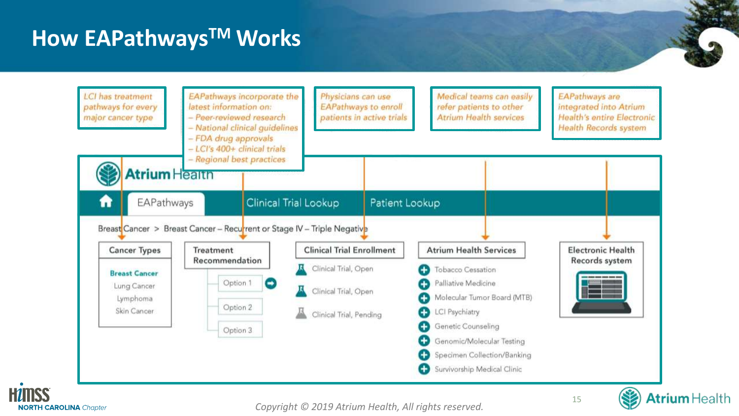# How EAPathways™ Works

*LCI has treatment pathways for every major cancer type*

*EAPathways incorporate the latest information on:*
- *Peer-reviewed research*
- *National clinical guidelines*
- *FDA drug approvals*
- *LCI's 400+ clinical trials*
- *Regional best practices*

*Physicians can use EAPathways to enroll patients in active trials*

*Medical teams can easily refer patients to other Atrium Health services*

*EAPathways are integrated into Atrium Health's entire Electronic Health Records system*

**Atrium Health**

EAPathways | Clinical Trial Lookup | Patient Lookup

Breast Cancer > Breast Cancer – Recurrent or Stage IV – Triple Negative

**Cancer Types**
- **Breast Cancer**
- Lung Cancer
- Lymphoma
- Skin Cancer

**Treatment Recommendation**
- Option 1
- Option 2
- Option 3

**Clinical Trial Enrollment**
- Clinical Trial, Open
- Clinical Trial, Open
- Clinical Trial, Pending

**Atrium Health Services**
- Tobacco Cessation
- Palliative Medicine
- Molecular Tumor Board (MTB)
- LCI Psychiatry
- Genetic Counseling
- Genomic/Molecular Testing
- Specimen Collection/Banking
- Survivorship Medical Clinic

**Electronic Health Records system**

*Copyright © 2019 Atrium Health, All rights reserved.*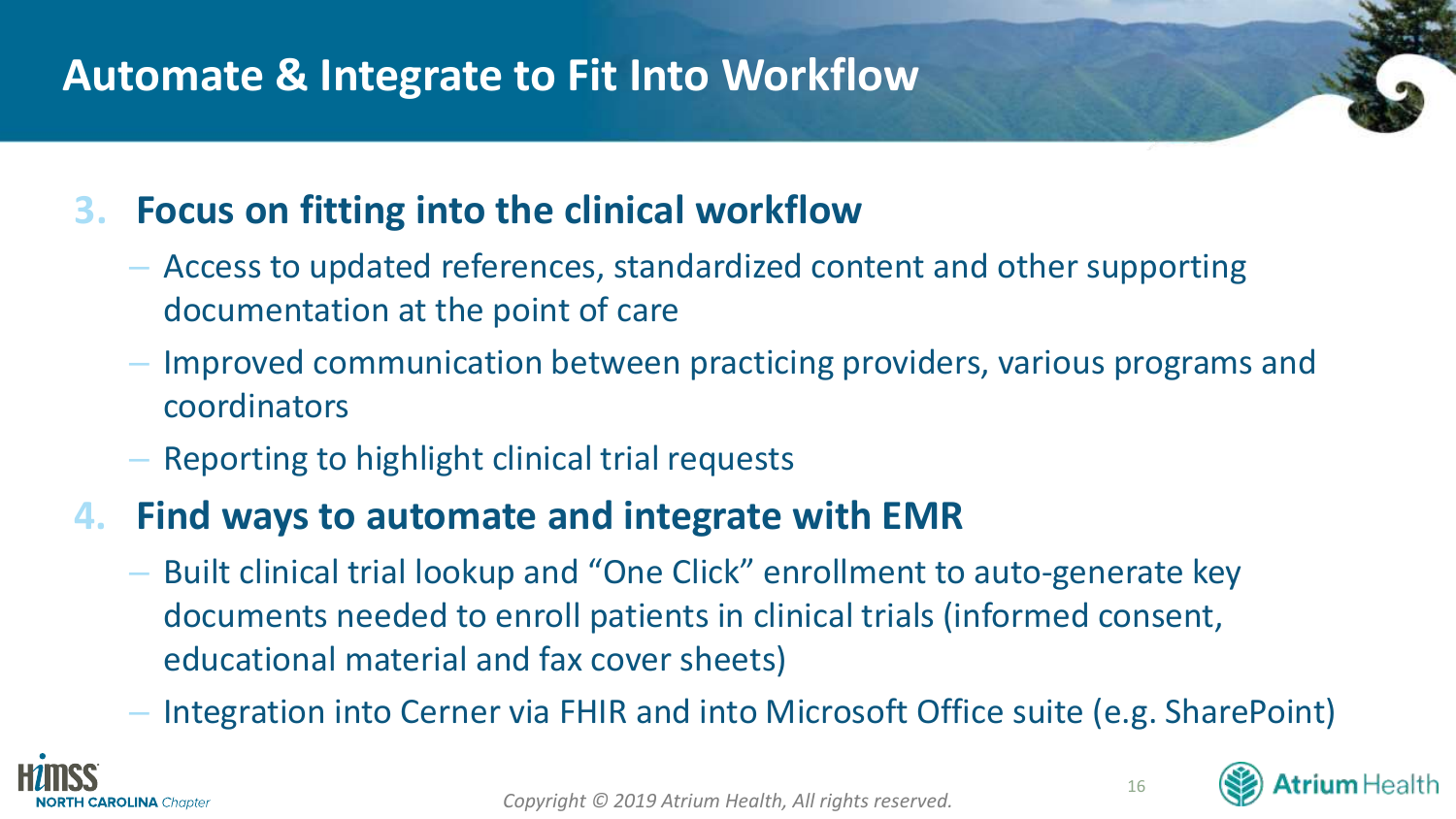# Automate & Integrate to Fit Into Workflow

3. **Focus on fitting into the clinical workflow**
   - Access to updated references, standardized content and other supporting documentation at the point of care
   - Improved communication between practicing providers, various programs and coordinators
   - Reporting to highlight clinical trial requests
4. **Find ways to automate and integrate with EMR**
   - Built clinical trial lookup and "One Click" enrollment to auto-generate key documents needed to enroll patients in clinical trials (informed consent, educational material and fax cover sheets)
   - Integration into Cerner via FHIR and into Microsoft Office suite (e.g. SharePoint)

*Copyright © 2019 Atrium Health, All rights reserved.*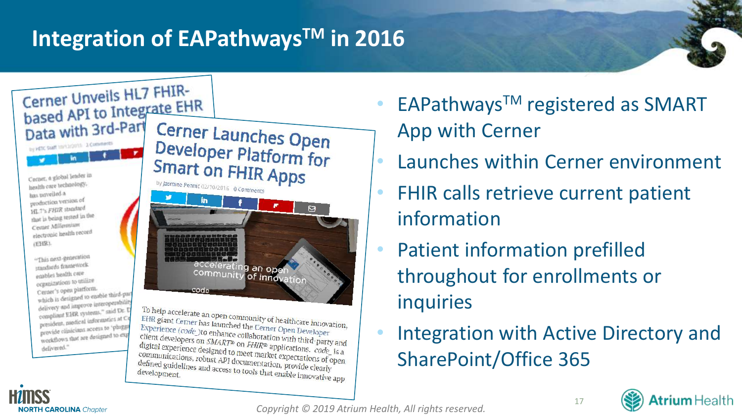# Integration of EAPathways™ in 2016

## Cerner Unveils HL7 FHIR-based API to Integrate EHR Data with 3rd-Party

Cerner, a global leader in health care technology, has unveiled a production version of HL7's FHIR standard that is being tested in the Cerner Millennium electronic health record (EHR).

"This next-generation standards framework enables health care organizations to utilize Cerner's open platform, which is designed to enable third-party delivery and improve interoperability compliant EHR systems," said Dr. ... president, medical informatics at C... provide clinicians access to "plugg... workflows that are designed to ex... delivered."

## Cerner Launches Open Developer Platform for Smart on FHIR Apps

by Jasmine Pennic 02/10/2016 0 Comments

To help accelerate an open community of healthcare innovation, EHR giant Cerner has launched the Cerner Open Developer Experience (code) to enhance collaboration with third-party and client developers on SMART® on FHIR® applications. code is a digital experience designed to meet market expectations of open communications, robust API documentation, provide clearly defined guidelines and access to tools that enable innovative app development.

- EAPathways™ registered as SMART App with Cerner
- Launches within Cerner environment
- FHIR calls retrieve current patient information
- Patient information prefilled throughout for enrollments or inquiries
- Integration with Active Directory and SharePoint/Office 365

*Copyright © 2019 Atrium Health, All rights reserved.*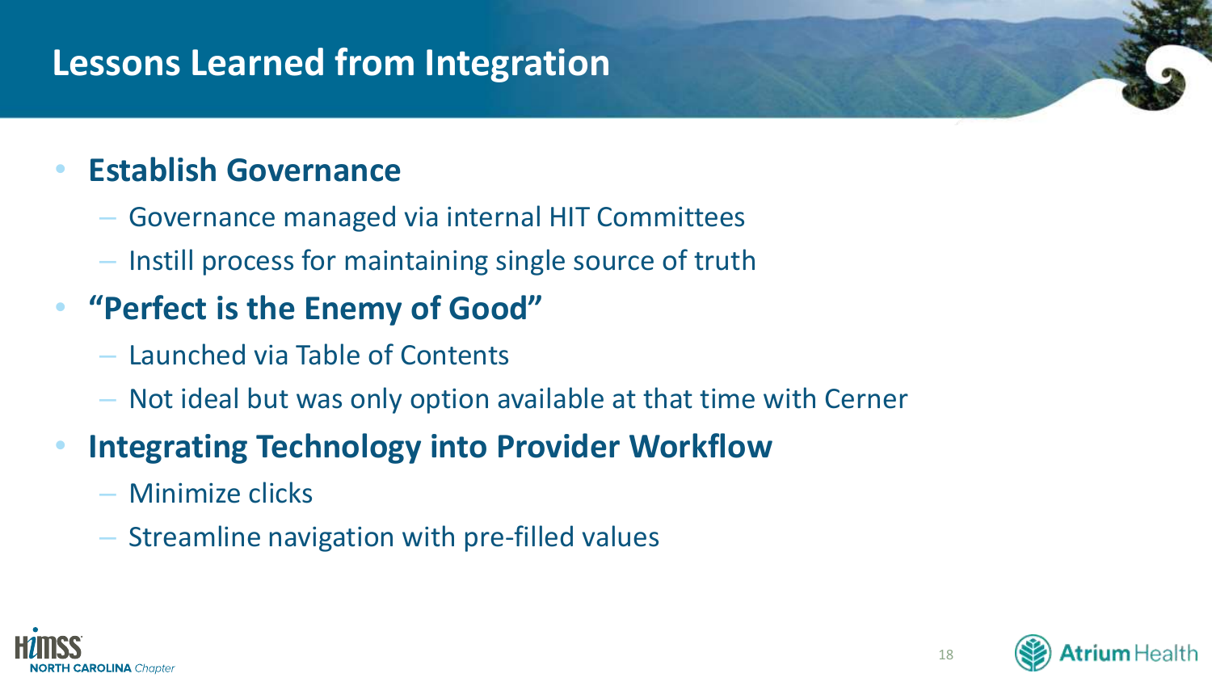# Lessons Learned from Integration

- **Establish Governance**
  - Governance managed via internal HIT Committees
  - Instill process for maintaining single source of truth
- **"Perfect is the Enemy of Good"**
  - Launched via Table of Contents
  - Not ideal but was only option available at that time with Cerner
- **Integrating Technology into Provider Workflow**
  - Minimize clicks
  - Streamline navigation with pre-filled values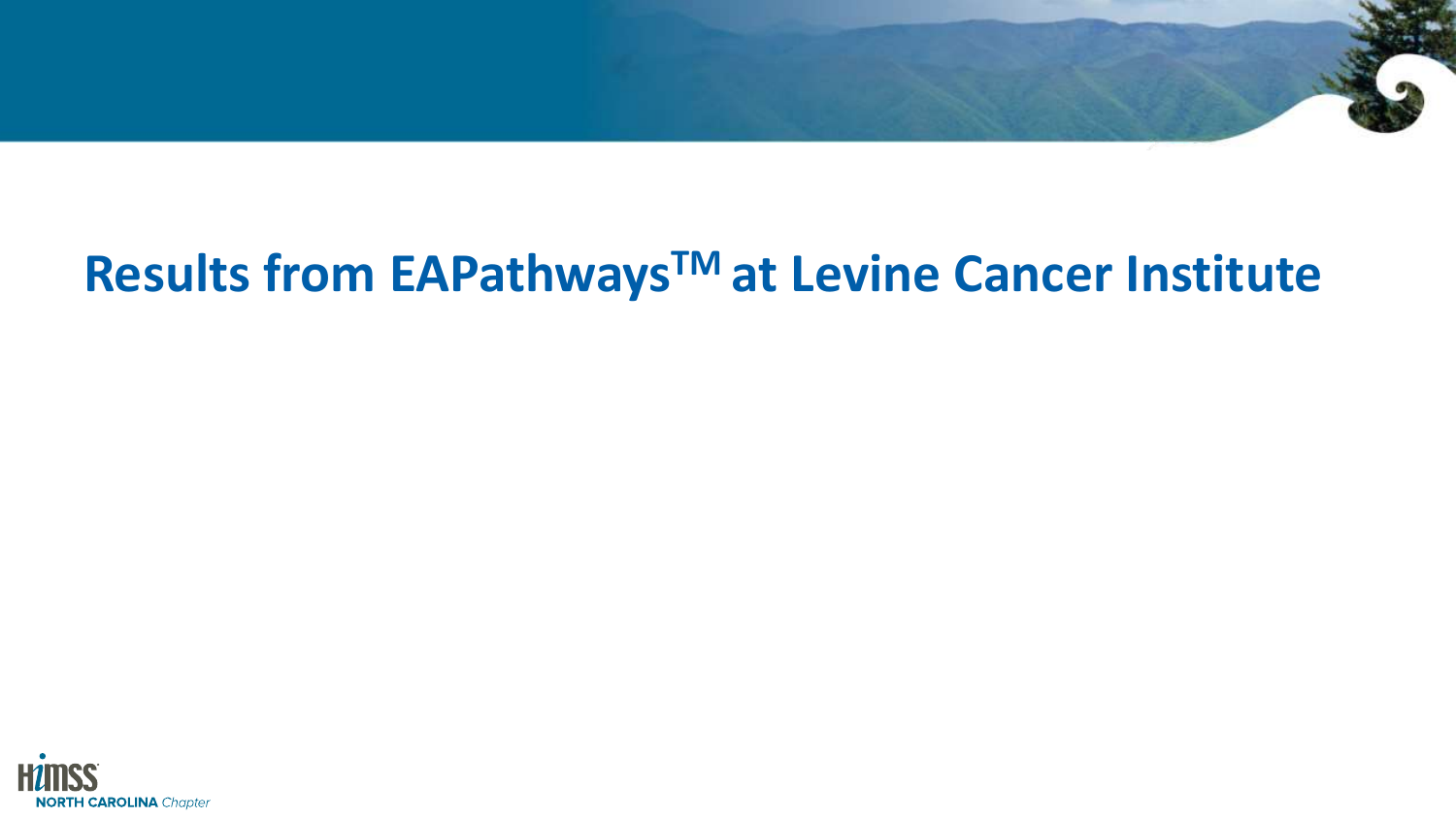# Results from EAPathways[TM] at Levine Cancer Institute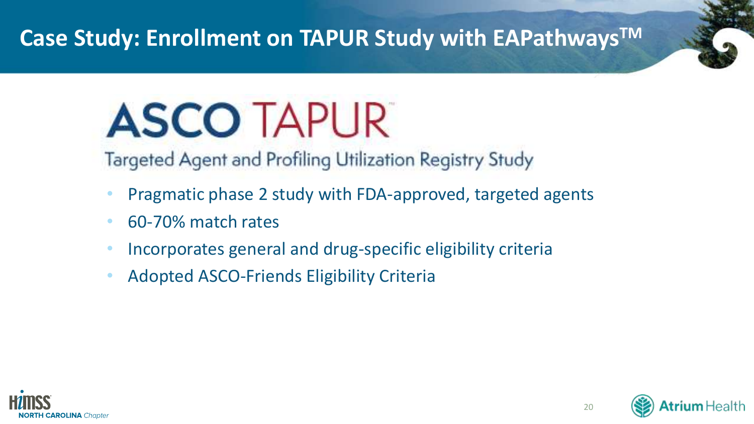# Case Study: Enrollment on TAPUR Study with EAPathways™

## ASCO TAPUR

Targeted Agent and Profiling Utilization Registry Study

- Pragmatic phase 2 study with FDA-approved, targeted agents
- 60-70% match rates
- Incorporates general and drug-specific eligibility criteria
- Adopted ASCO-Friends Eligibility Criteria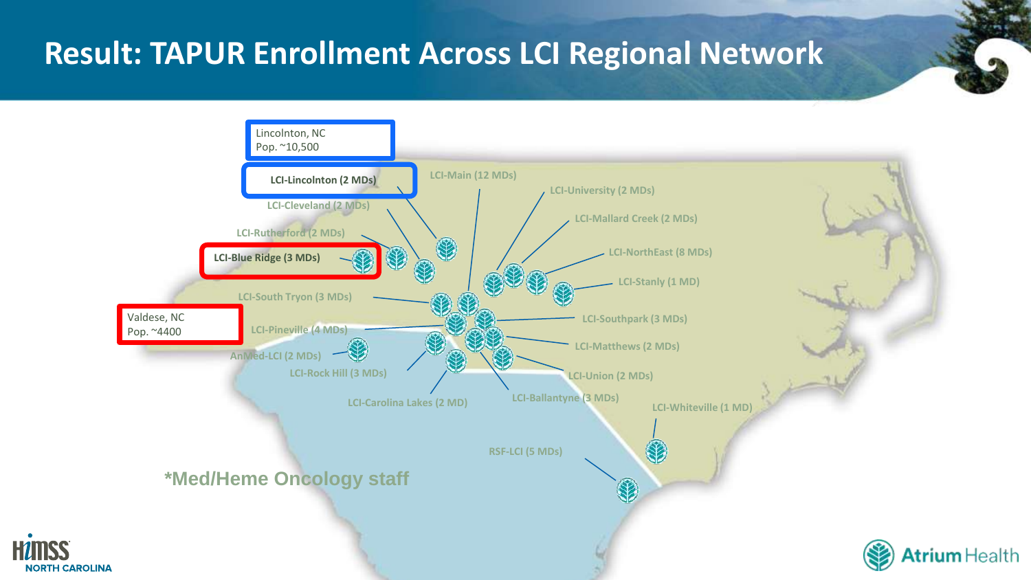# Result: TAPUR Enrollment Across LCI Regional Network

Lincolnton, NC
Pop. ~10,500

**LCI-Lincolnton (2 MDs)**

LCI-Main (12 MDs)

LCI-University (2 MDs)

LCI-Cleveland (2 MDs)

LCI-Mallard Creek (2 MDs)

LCI-Rutherford (2 MDs)

**LCI-Blue Ridge (3 MDs)**

LCI-NorthEast (8 MDs)

LCI-Stanly (1 MD)

LCI-South Tryon (3 MDs)

Valdese, NC
Pop. ~4400

LCI-Southpark (3 MDs)

LCI-Pineville (4 MDs)

LCI-Matthews (2 MDs)

AnMed-LCI (2 MDs)

LCI-Rock Hill (3 MDs)

LCI-Union (2 MDs)

LCI-Carolina Lakes (2 MD)

LCI-Ballantyne (3 MDs)

LCI-Whiteville (1 MD)

RSF-LCI (5 MDs)

*Med/Heme Oncology staff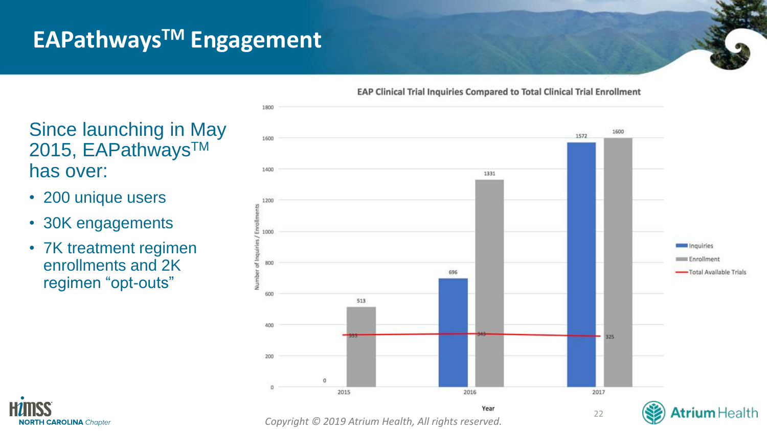# EAPathways$^{TM}$ Engagement

Since launching in May 2015, EAPathways$^{TM}$ has over:

- 200 unique users
- 30K engagements
- 7K treatment regimen enrollments and 2K regimen "opt-outs"

**EAP Clinical Trial Inquiries Compared to Total Clinical Trial Enrollment**

| Year | Inquiries | Enrollment | Total Available Trials |
|---|---|---|---|
| 2015 | 0 | 513 | 333 |
| 2016 | 696 | 1331 | 343 |
| 2017 | 1572 | 1600 | 325 |

*Copyright © 2019 Atrium Health, All rights reserved.*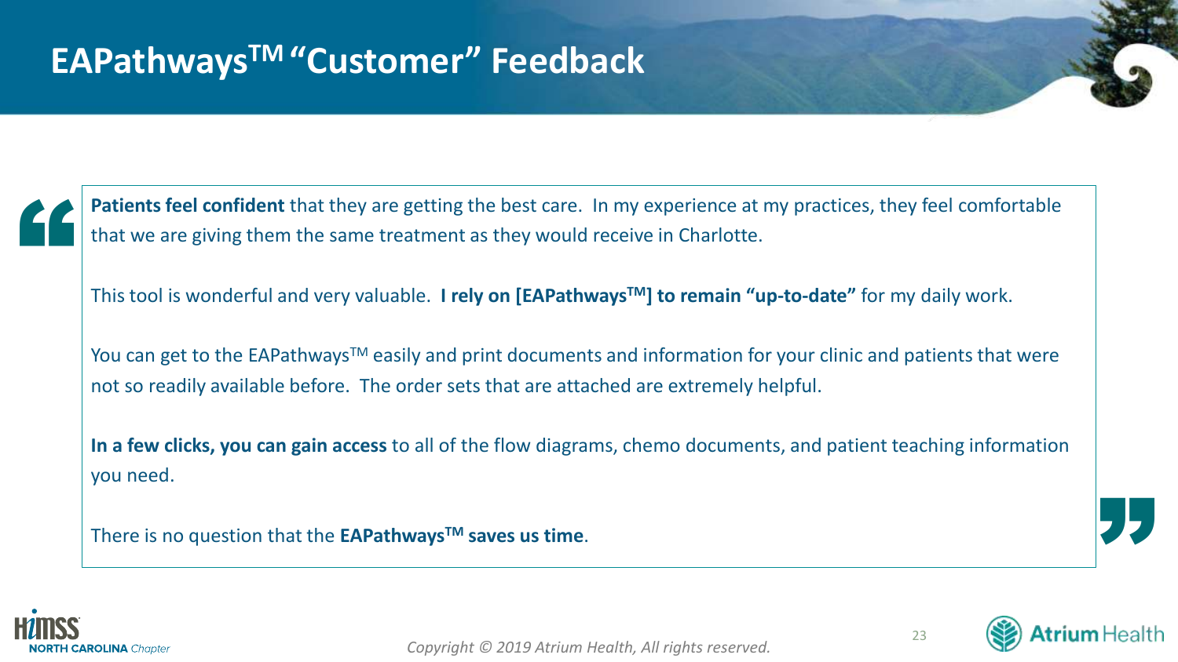# EAPathways™ "Customer" Feedback

**Patients feel confident** that they are getting the best care. In my experience at my practices, they feel comfortable that we are giving them the same treatment as they would receive in Charlotte.

This tool is wonderful and very valuable. **I rely on [EAPathways™] to remain "up-to-date"** for my daily work.

You can get to the EAPathways™ easily and print documents and information for your clinic and patients that were not so readily available before. The order sets that are attached are extremely helpful.

**In a few clicks, you can gain access** to all of the flow diagrams, chemo documents, and patient teaching information you need.

There is no question that the **EAPathways™ saves us time**.

*Copyright © 2019 Atrium Health, All rights reserved.*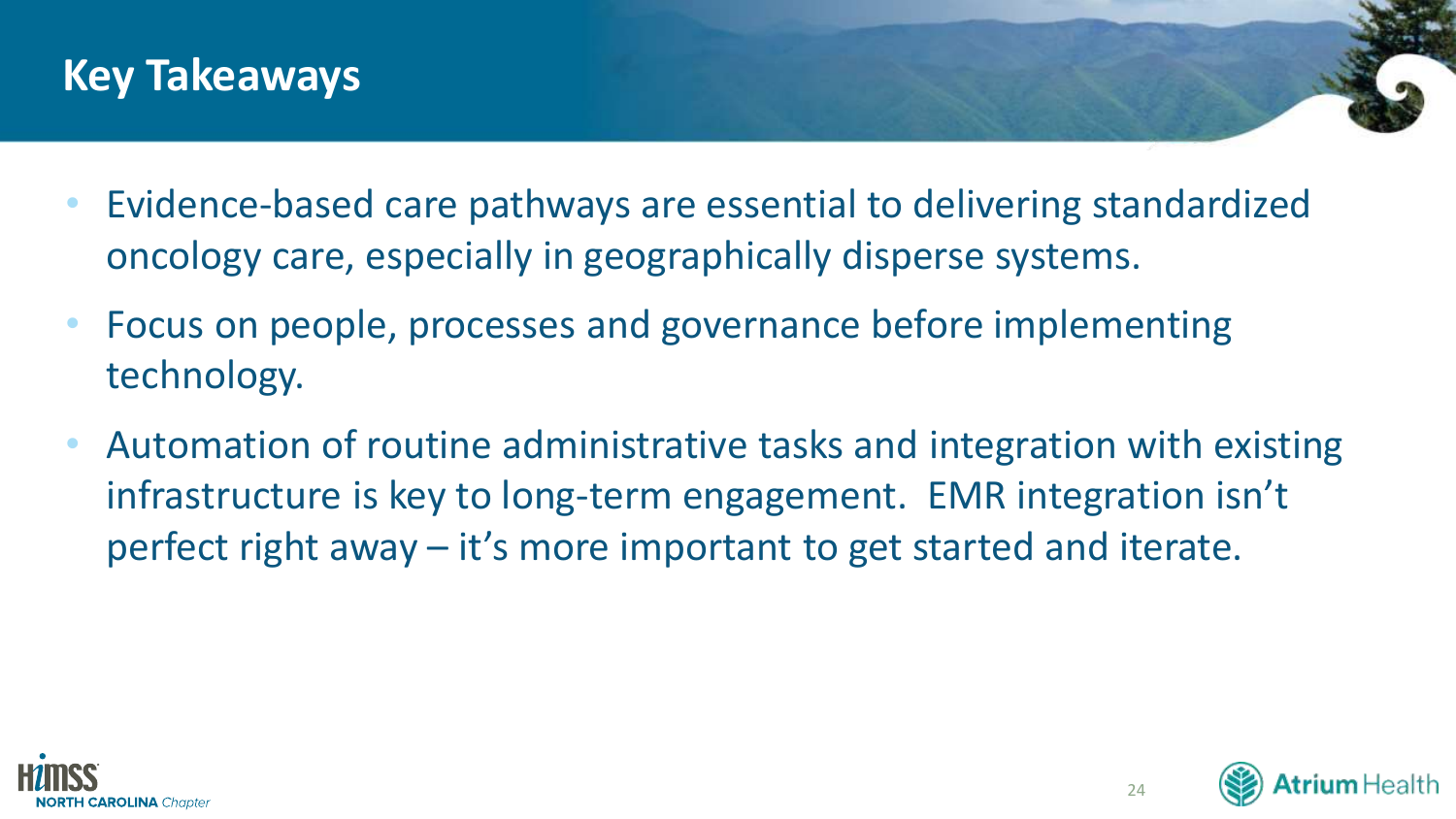# Key Takeaways

- Evidence-based care pathways are essential to delivering standardized oncology care, especially in geographically disperse systems.
- Focus on people, processes and governance before implementing technology.
- Automation of routine administrative tasks and integration with existing infrastructure is key to long-term engagement. EMR integration isn't perfect right away – it's more important to get started and iterate.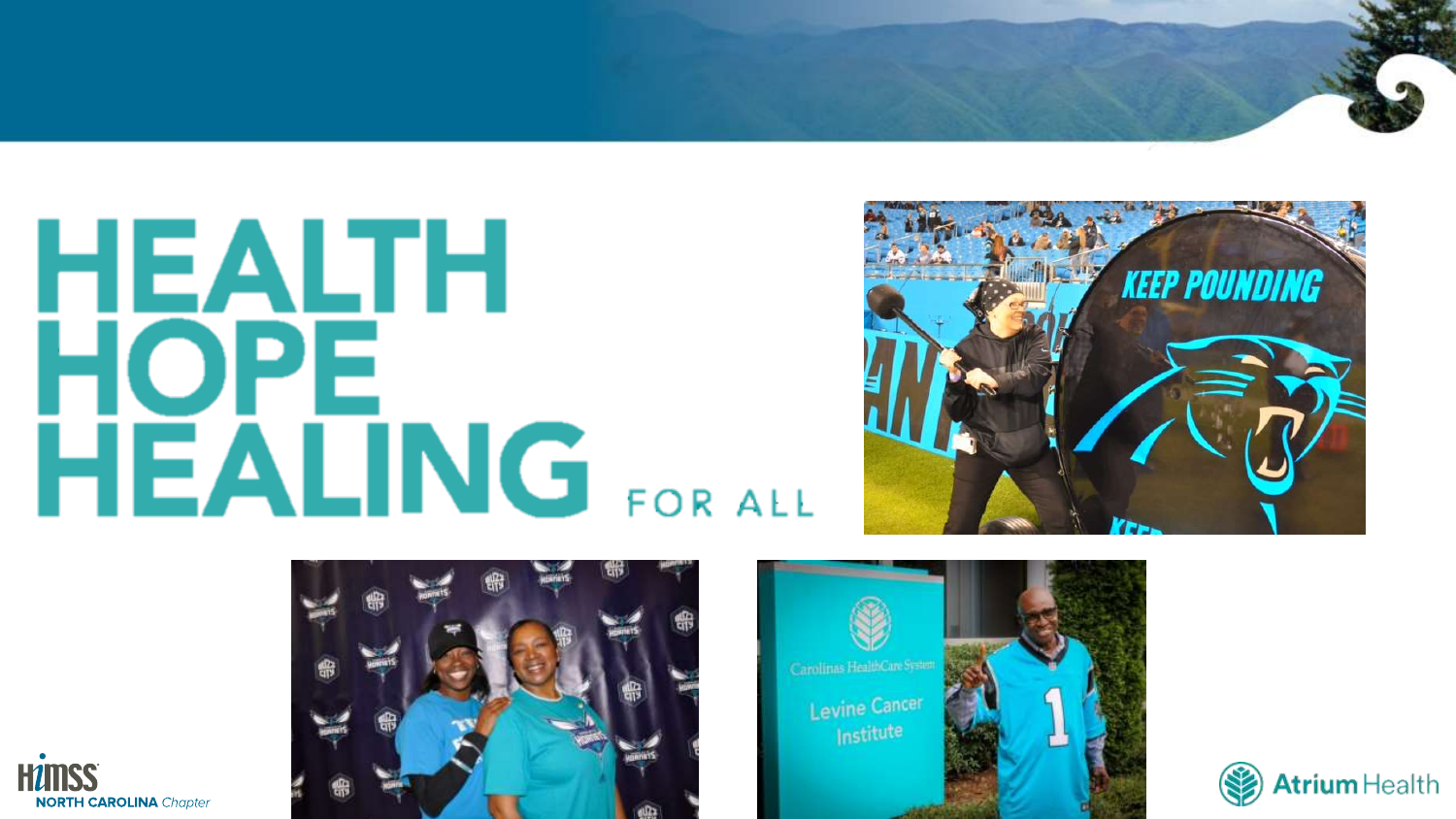# HEALTH HOPE HEALING FOR ALL